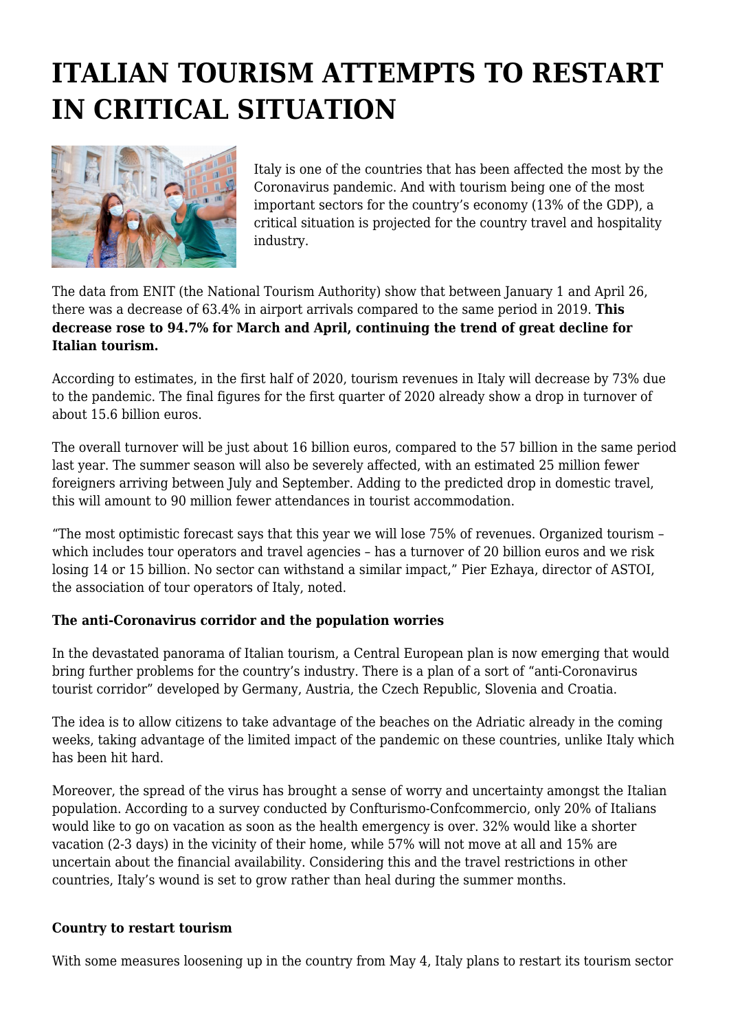# ITALIAN TOURISM ATTEMPTS TO RESTART IN CRITICAL SITUATION

Italy is one of the countries that has been affected the most by the Coronavirus pandemic. And with tourism being one of the most important sectors for the country's economy (13% of the GDP), a critical situation is projected for the country travel and hospitality industry.

The data from ENIT (the National Tourism Authority) show that between January 1 and April 26, there was a decrease of 63.4% in airport arrivals compared to the same period in 2019. **This decrease rose to 94.7% for March and April, continuing the trend of great decline for Italian tourism.**

According to estimates, in the first half of 2020, tourism revenues in Italy will decrease by 73% due to the pandemic. The final figures for the first quarter of 2020 already show a drop in turnover of about 15.6 billion euros.

The overall turnover will be just about 16 billion euros, compared to the 57 billion in the same period last year. The summer season will also be severely affected, with an estimated 25 million fewer foreigners arriving between July and September. Adding to the predicted drop in domestic travel, this will amount to 90 million fewer attendances in tourist accommodation.

"The most optimistic forecast says that this year we will lose 75% of revenues. Organized tourism – which includes tour operators and travel agencies – has a turnover of 20 billion euros and we risk losing 14 or 15 billion. No sector can withstand a similar impact," Pier Ezhaya, director of ASTOI, the association of tour operators of Italy, noted.

**The anti-Coronavirus corridor and the population worries**

In the devastated panorama of Italian tourism, a Central European plan is now emerging that would bring further problems for the country's industry. There is a plan of a sort of "anti-Coronavirus tourist corridor" developed by Germany, Austria, the Czech Republic, Slovenia and Croatia.

The idea is to allow citizens to take advantage of the beaches on the Adriatic already in the coming weeks, taking advantage of the limited impact of the pandemic on these countries, unlike Italy which has been hit hard.

Moreover, the spread of the virus has brought a sense of worry and uncertainty amongst the Italian population. According to a survey conducted by Confturismo-Confcommercio, only 20% of Italians would like to go on vacation as soon as the health emergency is over. 32% would like a shorter vacation (2-3 days) in the vicinity of their home, while 57% will not move at all and 15% are uncertain about the financial availability. Considering this and the travel restrictions in other countries, Italy's wound is set to grow rather than heal during the summer months.

**Country to restart tourism**

With some measures loosening up in the country from May 4, Italy plans to restart its tourism sector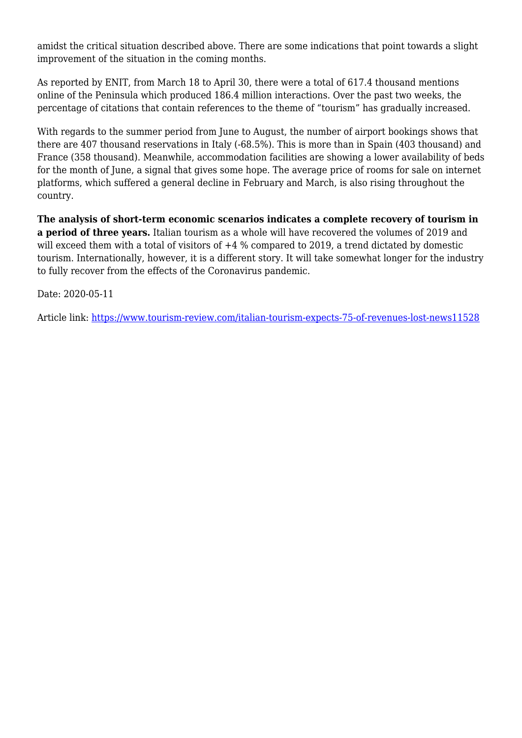amidst the critical situation described above. There are some indications that point towards a slight improvement of the situation in the coming months.

As reported by ENIT, from March 18 to April 30, there were a total of 617.4 thousand mentions online of the Peninsula which produced 186.4 million interactions. Over the past two weeks, the percentage of citations that contain references to the theme of "tourism" has gradually increased.

With regards to the summer period from June to August, the number of airport bookings shows that there are 407 thousand reservations in Italy (-68.5%). This is more than in Spain (403 thousand) and France (358 thousand). Meanwhile, accommodation facilities are showing a lower availability of beds for the month of June, a signal that gives some hope. The average price of rooms for sale on internet platforms, which suffered a general decline in February and March, is also rising throughout the country.

**The analysis of short-term economic scenarios indicates a complete recovery of tourism in a period of three years.** Italian tourism as a whole will have recovered the volumes of 2019 and will exceed them with a total of visitors of +4 % compared to 2019, a trend dictated by domestic tourism. Internationally, however, it is a different story. It will take somewhat longer for the industry to fully recover from the effects of the Coronavirus pandemic.

Date: 2020-05-11

Article link: [https://www.tourism-review.com/italian-tourism-expects-75-of-revenues-lost-news11528](https://www.tourism-review.com/italian-tourism-expects-75-of-revenues-lost-news11528)